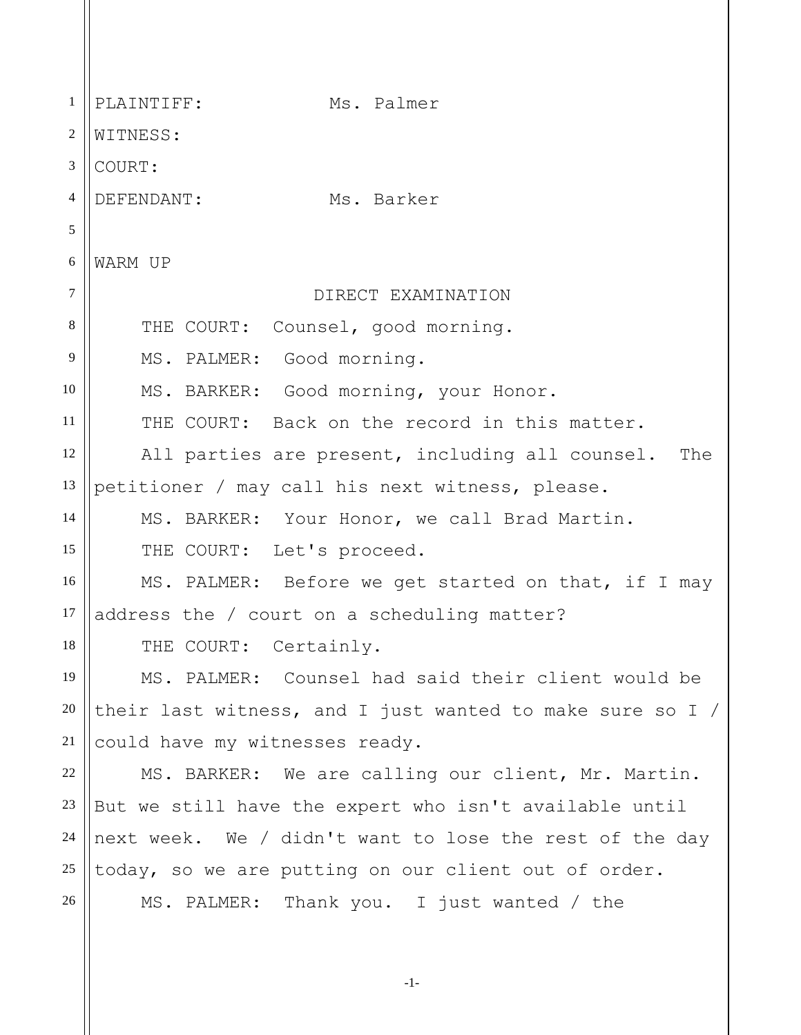PLAINTIFF: Ms. Palmer

WITNESS:

COURT:

DEFENDANT: Ms. Barker

WARM UP

DIRECT EXAMINATION

THE COURT: Counsel, good morning.

MS. PALMER: Good morning.

MS. BARKER: Good morning, your Honor.

THE COURT: Back on the record in this matter.

All parties are present, including all counsel. The petitioner / may call his next witness, please.

MS. BARKER: Your Honor, we call Brad Martin.

THE COURT: Let's proceed.

MS. PALMER: Before we get started on that, if I may address the / court on a scheduling matter?

THE COURT: Certainly.

MS. PALMER: Counsel had said their client would be their last witness, and I just wanted to make sure so I / could have my witnesses ready.

MS. BARKER: We are calling our client, Mr. Martin. But we still have the expert who isn't available until next week. We / didn't want to lose the rest of the day today, so we are putting on our client out of order.

MS. PALMER: Thank you. I just wanted / the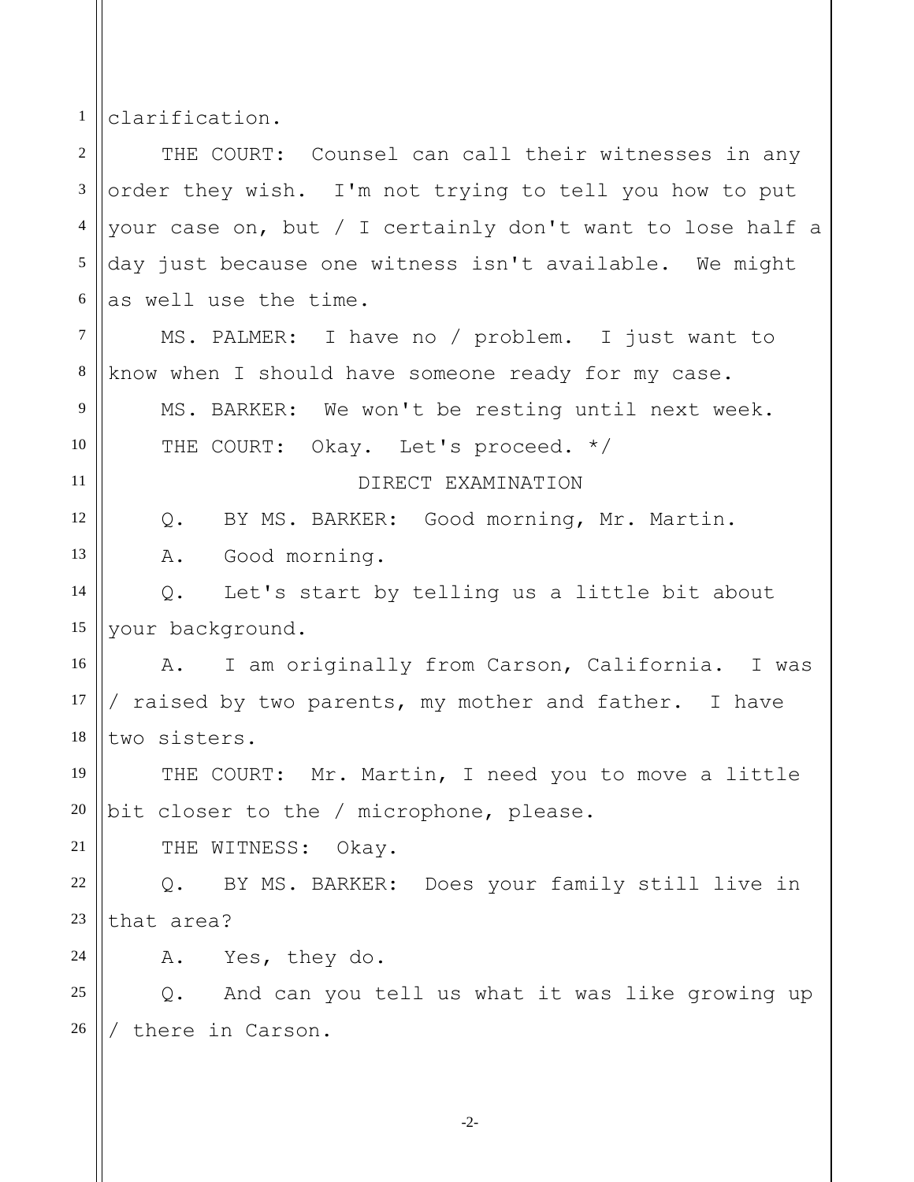clarification.

THE COURT: Counsel can call their witnesses in any order they wish. I'm not trying to tell you how to put your case on, but / I certainly don't want to lose half a day just because one witness isn't available. We might as well use the time.

MS. PALMER: I have no / problem. I just want to know when I should have someone ready for my case.

MS. BARKER: We won't be resting until next week.

THE COURT: Okay. Let's proceed. */

DIRECT EXAMINATION

Q. BY MS. BARKER: Good morning, Mr. Martin.

A. Good morning.

Q. Let's start by telling us a little bit about your background.

A. I am originally from Carson, California. I was / raised by two parents, my mother and father. I have two sisters.

THE COURT: Mr. Martin, I need you to move a little bit closer to the / microphone, please.

THE WITNESS: Okay.

Q. BY MS. BARKER: Does your family still live in that area?

A. Yes, they do.

Q. And can you tell us what it was like growing up / there in Carson.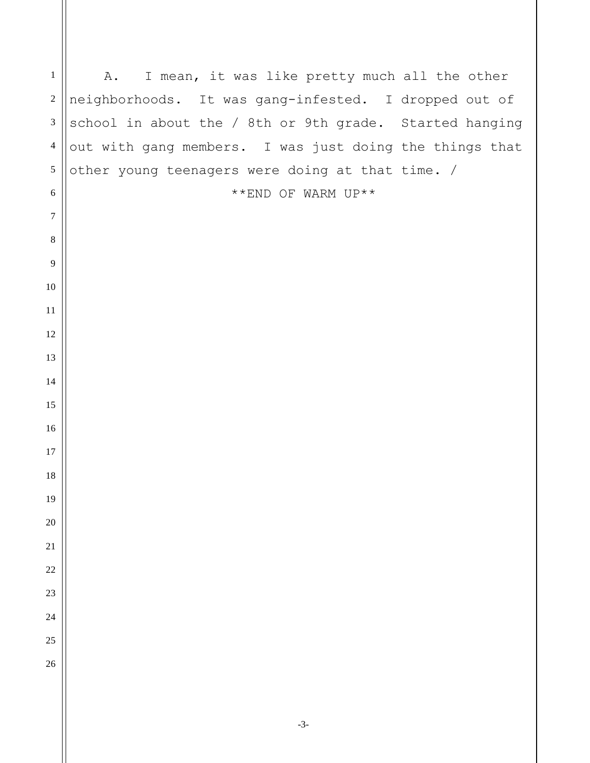A. I mean, it was like pretty much all the other neighborhoods. It was gang-infested. I dropped out of school in about the / 8th or 9th grade. Started hanging out with gang members. I was just doing the things that other young teenagers were doing at that time. /

**END OF WARM UP**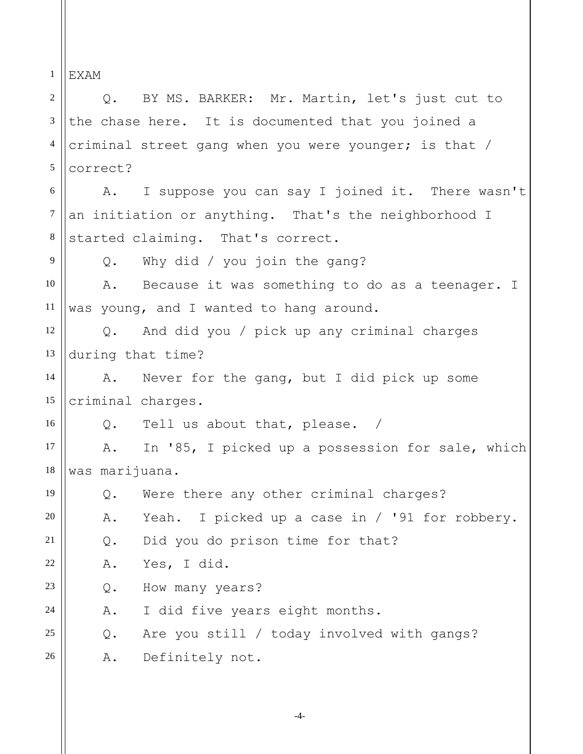EXAM

Q. BY MS. BARKER: Mr. Martin, let's just cut to the chase here. It is documented that you joined a criminal street gang when you were younger; is that / correct?

A. I suppose you can say I joined it. There wasn't an initiation or anything. That's the neighborhood I started claiming. That's correct.

Q. Why did / you join the gang?

A. Because it was something to do as a teenager. I was young, and I wanted to hang around.

Q. And did you / pick up any criminal charges during that time?

A. Never for the gang, but I did pick up some criminal charges.

Q. Tell us about that, please. /

A. In '85, I picked up a possession for sale, which was marijuana.

Q. Were there any other criminal charges?

A. Yeah. I picked up a case in / '91 for robbery.

Q. Did you do prison time for that?

A. Yes, I did.

Q. How many years?

A. I did five years eight months.

Q. Are you still / today involved with gangs?

A. Definitely not.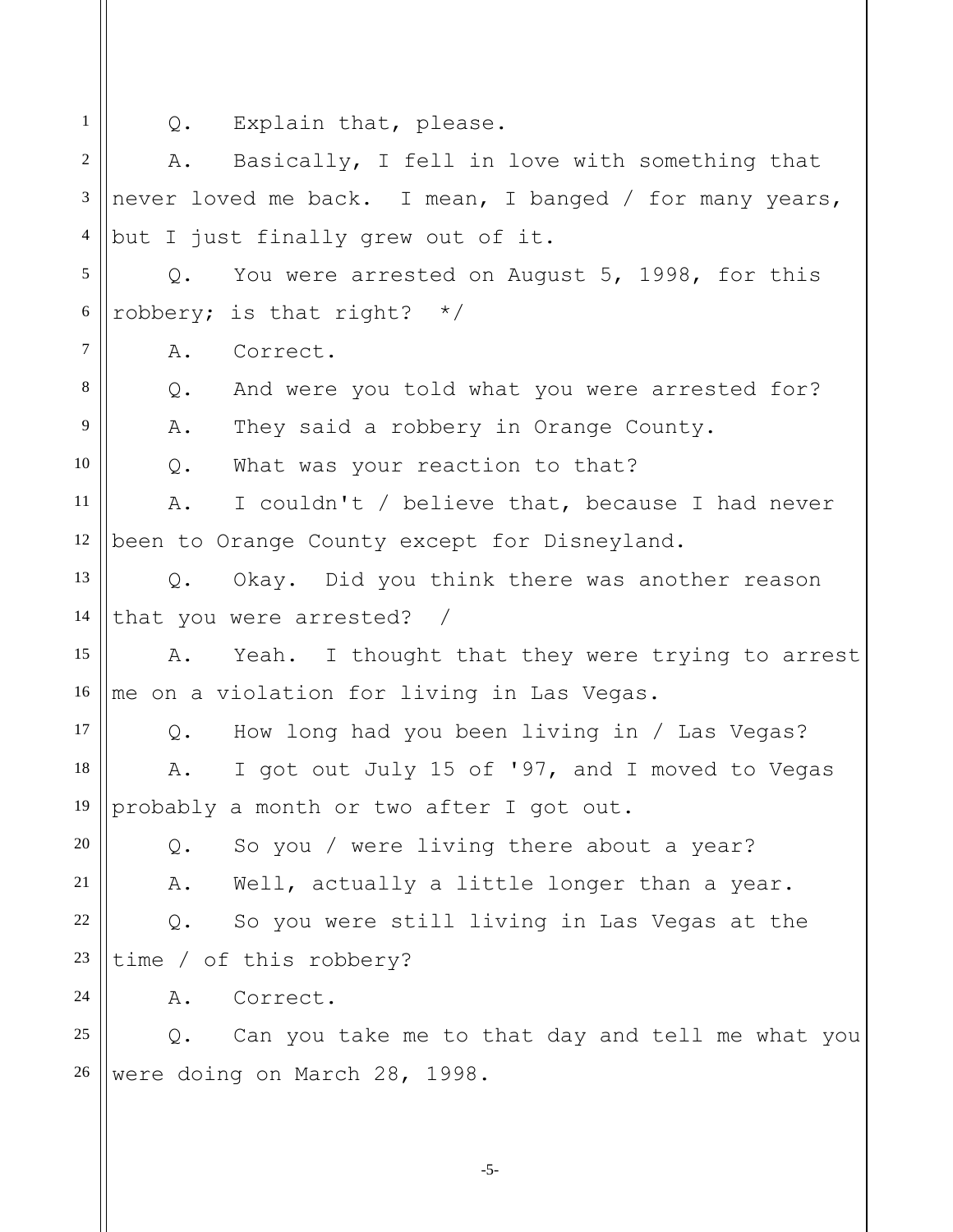Q. Explain that, please.

A. Basically, I fell in love with something that never loved me back. I mean, I banged / for many years, but I just finally grew out of it.

Q. You were arrested on August 5, 1998, for this robbery; is that right? */

A. Correct.

Q. And were you told what you were arrested for?

A. They said a robbery in Orange County.

Q. What was your reaction to that?

A. I couldn't / believe that, because I had never been to Orange County except for Disneyland.

Q. Okay. Did you think there was another reason that you were arrested? /

A. Yeah. I thought that they were trying to arrest me on a violation for living in Las Vegas.

Q. How long had you been living in / Las Vegas?

A. I got out July 15 of '97, and I moved to Vegas probably a month or two after I got out.

Q. So you / were living there about a year?

A. Well, actually a little longer than a year.

Q. So you were still living in Las Vegas at the time / of this robbery?

A. Correct.

Q. Can you take me to that day and tell me what you were doing on March 28, 1998.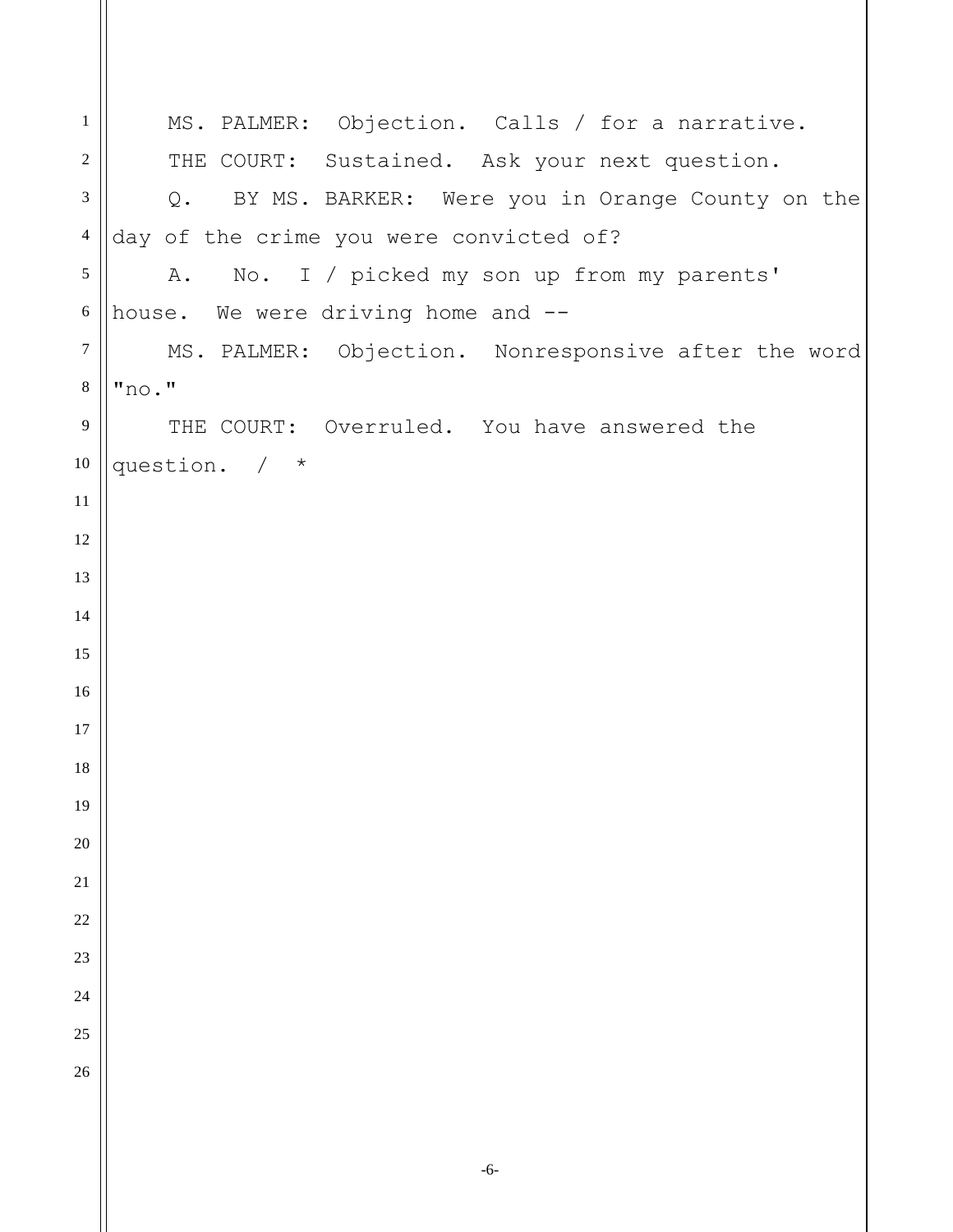MS. PALMER: Objection. Calls / for a narrative.

THE COURT: Sustained. Ask your next question.

Q. BY MS. BARKER: Were you in Orange County on the day of the crime you were convicted of?

A. No. I / picked my son up from my parents' house. We were driving home and --

MS. PALMER: Objection. Nonresponsive after the word "no."

THE COURT: Overruled. You have answered the question. / *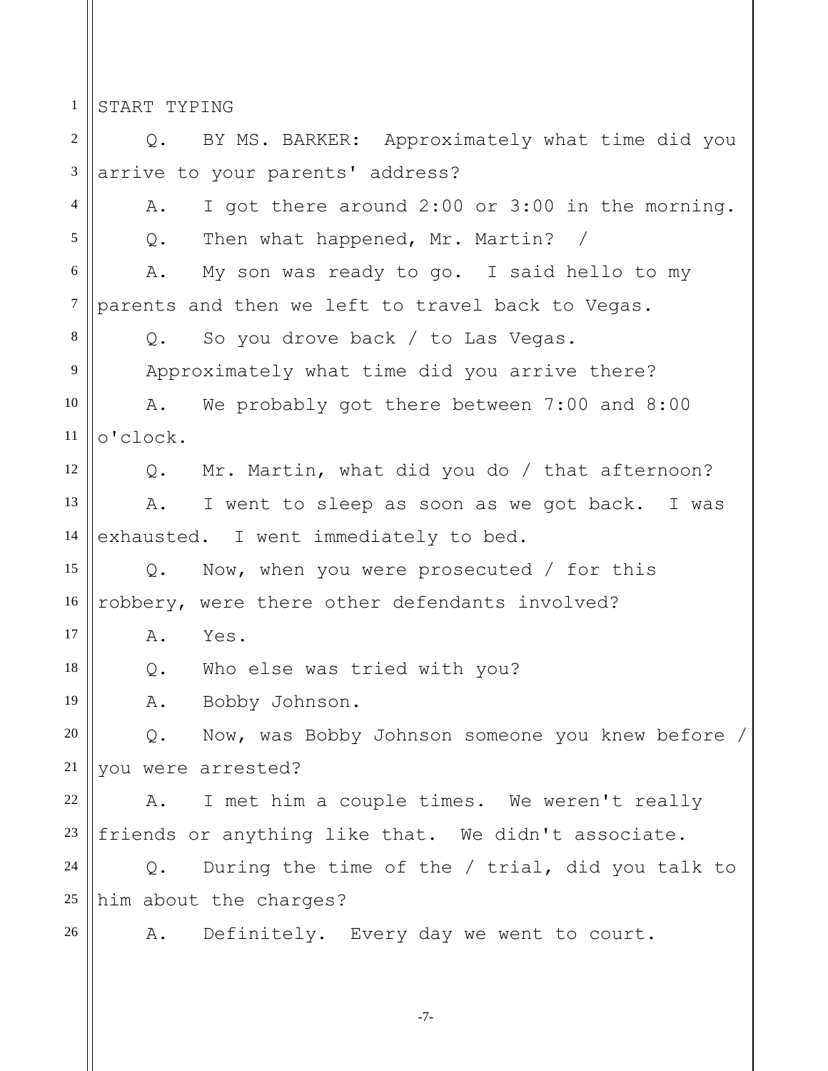START TYPING

Q. BY MS. BARKER: Approximately what time did you arrive to your parents' address?

A. I got there around 2:00 or 3:00 in the morning.

Q. Then what happened, Mr. Martin? /

A. My son was ready to go. I said hello to my parents and then we left to travel back to Vegas.

Q. So you drove back / to Las Vegas.

Approximately what time did you arrive there?

A. We probably got there between 7:00 and 8:00 o'clock.

Q. Mr. Martin, what did you do / that afternoon?

A. I went to sleep as soon as we got back. I was exhausted. I went immediately to bed.

Q. Now, when you were prosecuted / for this robbery, were there other defendants involved?

A. Yes.

Q. Who else was tried with you?

A. Bobby Johnson.

Q. Now, was Bobby Johnson someone you knew before / you were arrested?

A. I met him a couple times. We weren't really friends or anything like that. We didn't associate.

Q. During the time of the / trial, did you talk to him about the charges?

A. Definitely. Every day we went to court.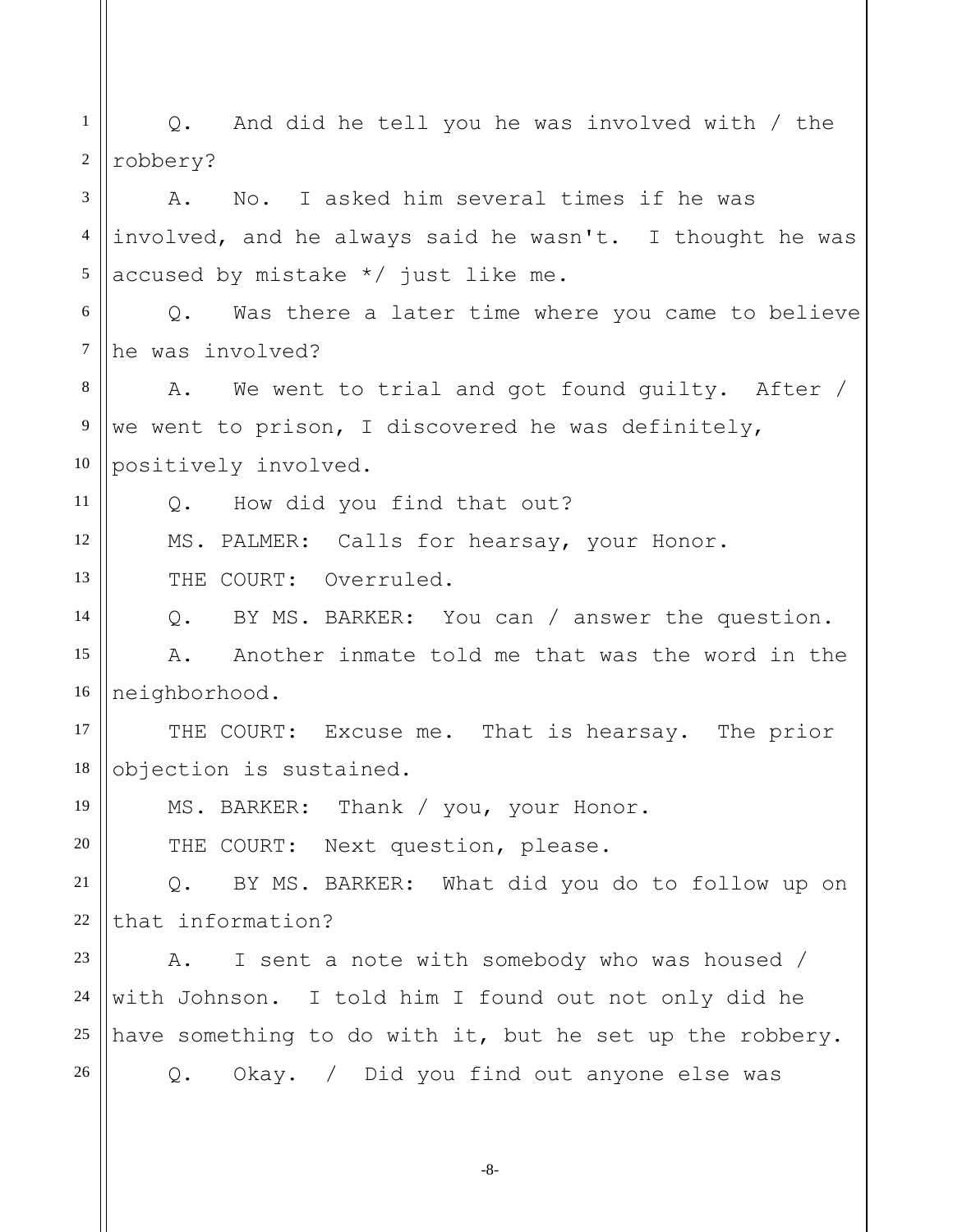Q. And did he tell you he was involved with / the robbery?

A. No. I asked him several times if he was involved, and he always said he wasn't. I thought he was accused by mistake */ just like me.

Q. Was there a later time where you came to believe he was involved?

A. We went to trial and got found guilty. After / we went to prison, I discovered he was definitely, positively involved.

Q. How did you find that out?

MS. PALMER: Calls for hearsay, your Honor.

THE COURT: Overruled.

Q. BY MS. BARKER: You can / answer the question.

A. Another inmate told me that was the word in the neighborhood.

THE COURT: Excuse me. That is hearsay. The prior objection is sustained.

MS. BARKER: Thank / you, your Honor.

THE COURT: Next question, please.

Q. BY MS. BARKER: What did you do to follow up on that information?

A. I sent a note with somebody who was housed / with Johnson. I told him I found out not only did he have something to do with it, but he set up the robbery.

Q. Okay. / Did you find out anyone else was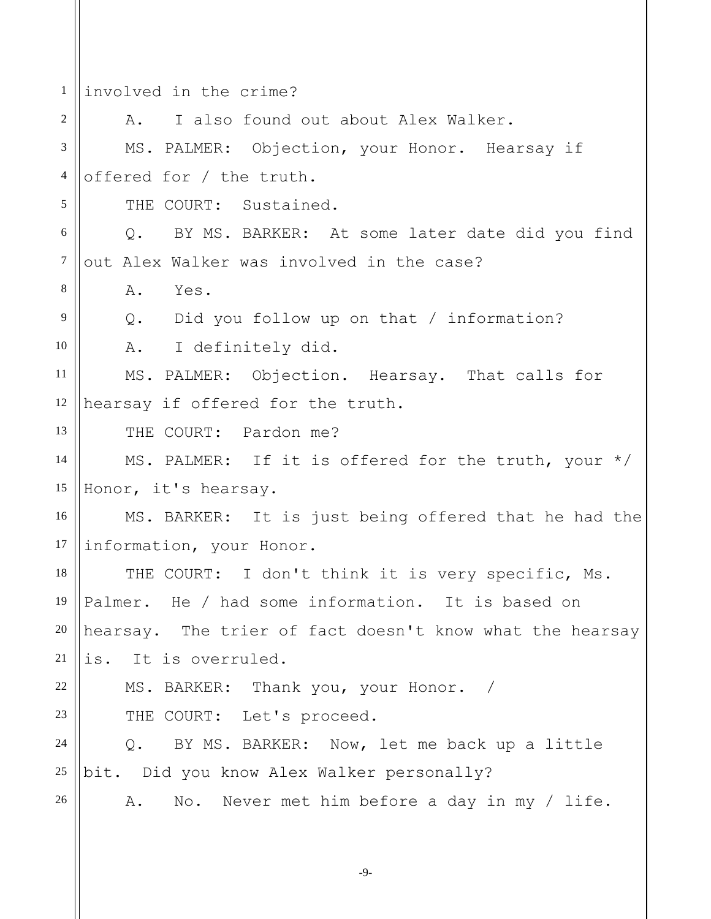involved in the crime?

A. I also found out about Alex Walker.

MS. PALMER: Objection, your Honor. Hearsay if offered for / the truth.

THE COURT: Sustained.

Q. BY MS. BARKER: At some later date did you find out Alex Walker was involved in the case?

A. Yes.

Q. Did you follow up on that / information?

A. I definitely did.

MS. PALMER: Objection. Hearsay. That calls for hearsay if offered for the truth.

THE COURT: Pardon me?

MS. PALMER: If it is offered for the truth, your */ Honor, it's hearsay.

MS. BARKER: It is just being offered that he had the information, your Honor.

THE COURT: I don't think it is very specific, Ms. Palmer. He / had some information. It is based on hearsay. The trier of fact doesn't know what the hearsay is. It is overruled.

MS. BARKER: Thank you, your Honor. /

THE COURT: Let's proceed.

Q. BY MS. BARKER: Now, let me back up a little bit. Did you know Alex Walker personally?

A. No. Never met him before a day in my / life.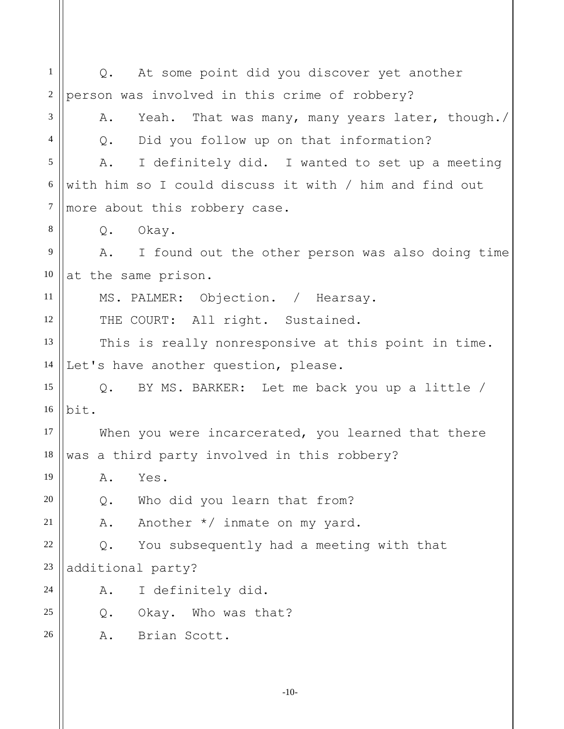Q. At some point did you discover yet another person was involved in this crime of robbery?

A. Yeah. That was many, many years later, though./

Q. Did you follow up on that information?

A. I definitely did. I wanted to set up a meeting with him so I could discuss it with / him and find out more about this robbery case.

Q. Okay.

A. I found out the other person was also doing time at the same prison.

MS. PALMER: Objection. / Hearsay.

THE COURT: All right. Sustained.

This is really nonresponsive at this point in time. Let's have another question, please.

Q. BY MS. BARKER: Let me back you up a little / bit.

When you were incarcerated, you learned that there was a third party involved in this robbery?

A. Yes.

Q. Who did you learn that from?

A. Another */ inmate on my yard.

Q. You subsequently had a meeting with that additional party?

A. I definitely did.

Q. Okay. Who was that?

A. Brian Scott.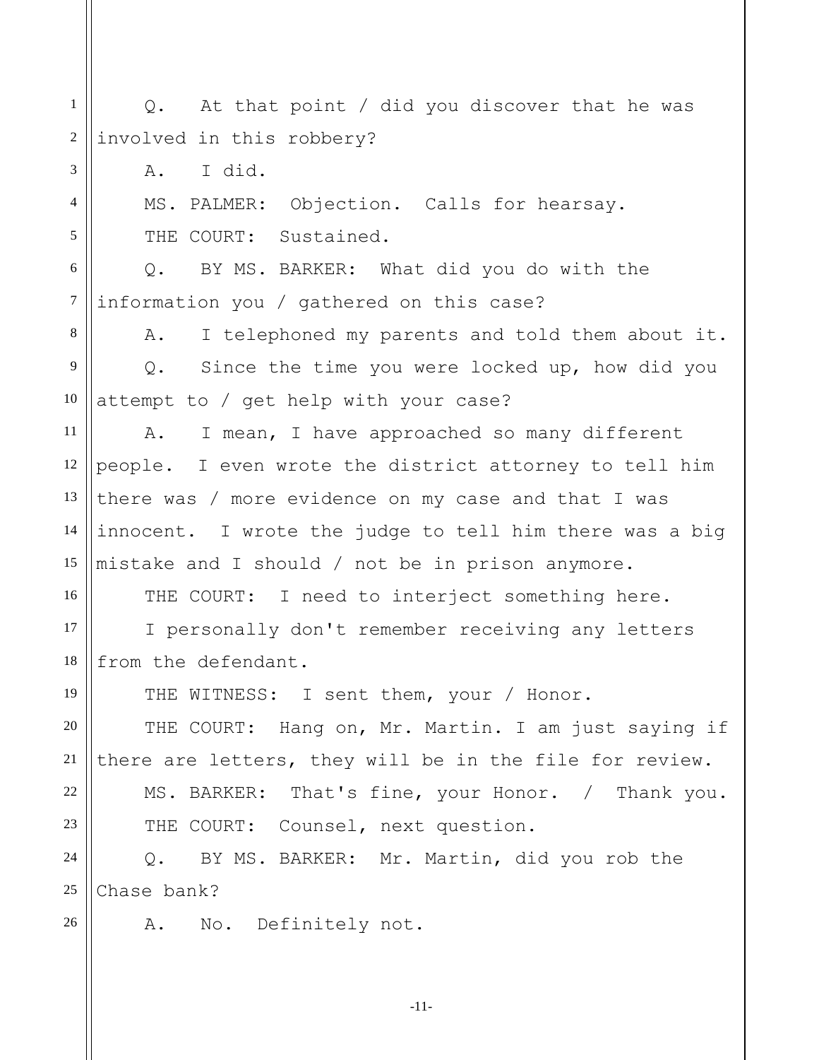Q. At that point / did you discover that he was involved in this robbery?

A. I did.

MS. PALMER: Objection. Calls for hearsay.

THE COURT: Sustained.

Q. BY MS. BARKER: What did you do with the information you / gathered on this case?

A. I telephoned my parents and told them about it.

Q. Since the time you were locked up, how did you attempt to / get help with your case?

A. I mean, I have approached so many different people. I even wrote the district attorney to tell him there was / more evidence on my case and that I was innocent. I wrote the judge to tell him there was a big mistake and I should / not be in prison anymore.

THE COURT: I need to interject something here.

I personally don't remember receiving any letters from the defendant.

THE WITNESS: I sent them, your / Honor.

THE COURT: Hang on, Mr. Martin. I am just saying if there are letters, they will be in the file for review.

MS. BARKER: That's fine, your Honor. / Thank you.

THE COURT: Counsel, next question.

Q. BY MS. BARKER: Mr. Martin, did you rob the Chase bank?

A. No. Definitely not.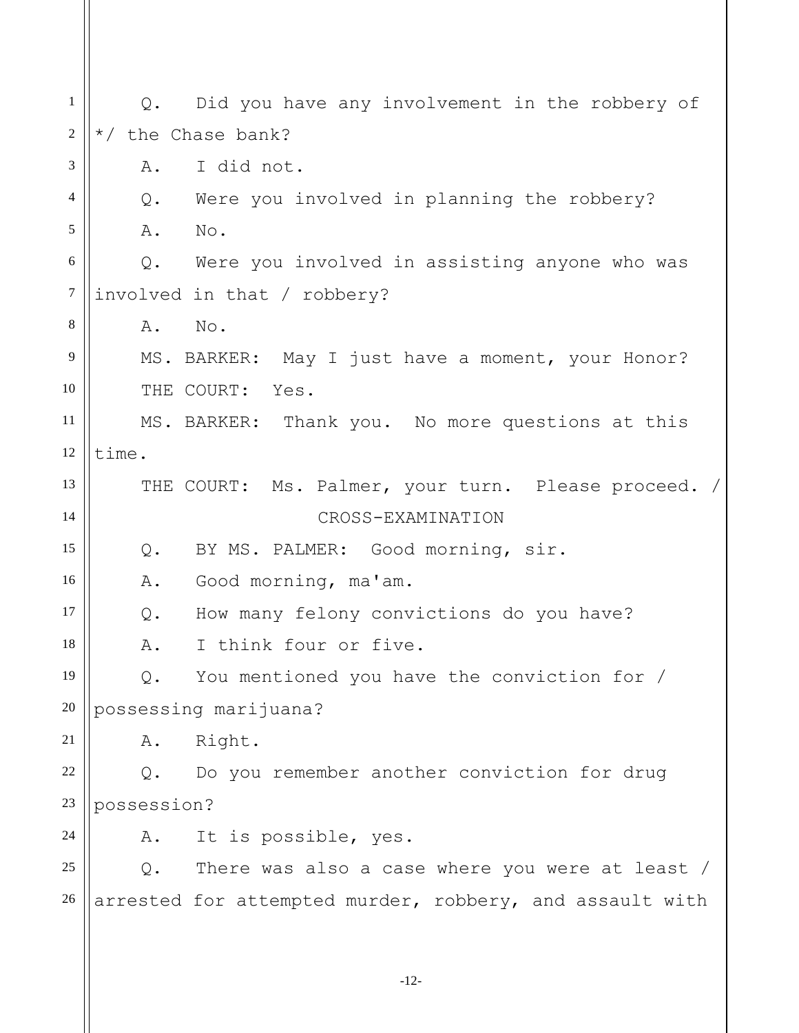Q. Did you have any involvement in the robbery of */ the Chase bank?

A. I did not.

Q. Were you involved in planning the robbery?

A. No.

Q. Were you involved in assisting anyone who was involved in that / robbery?

A. No.

MS. BARKER: May I just have a moment, your Honor?

THE COURT: Yes.

MS. BARKER: Thank you. No more questions at this time.

THE COURT: Ms. Palmer, your turn. Please proceed. /

CROSS-EXAMINATION

Q. BY MS. PALMER: Good morning, sir.

A. Good morning, ma'am.

Q. How many felony convictions do you have?

A. I think four or five.

Q. You mentioned you have the conviction for / possessing marijuana?

A. Right.

Q. Do you remember another conviction for drug possession?

A. It is possible, yes.

Q. There was also a case where you were at least / arrested for attempted murder, robbery, and assault with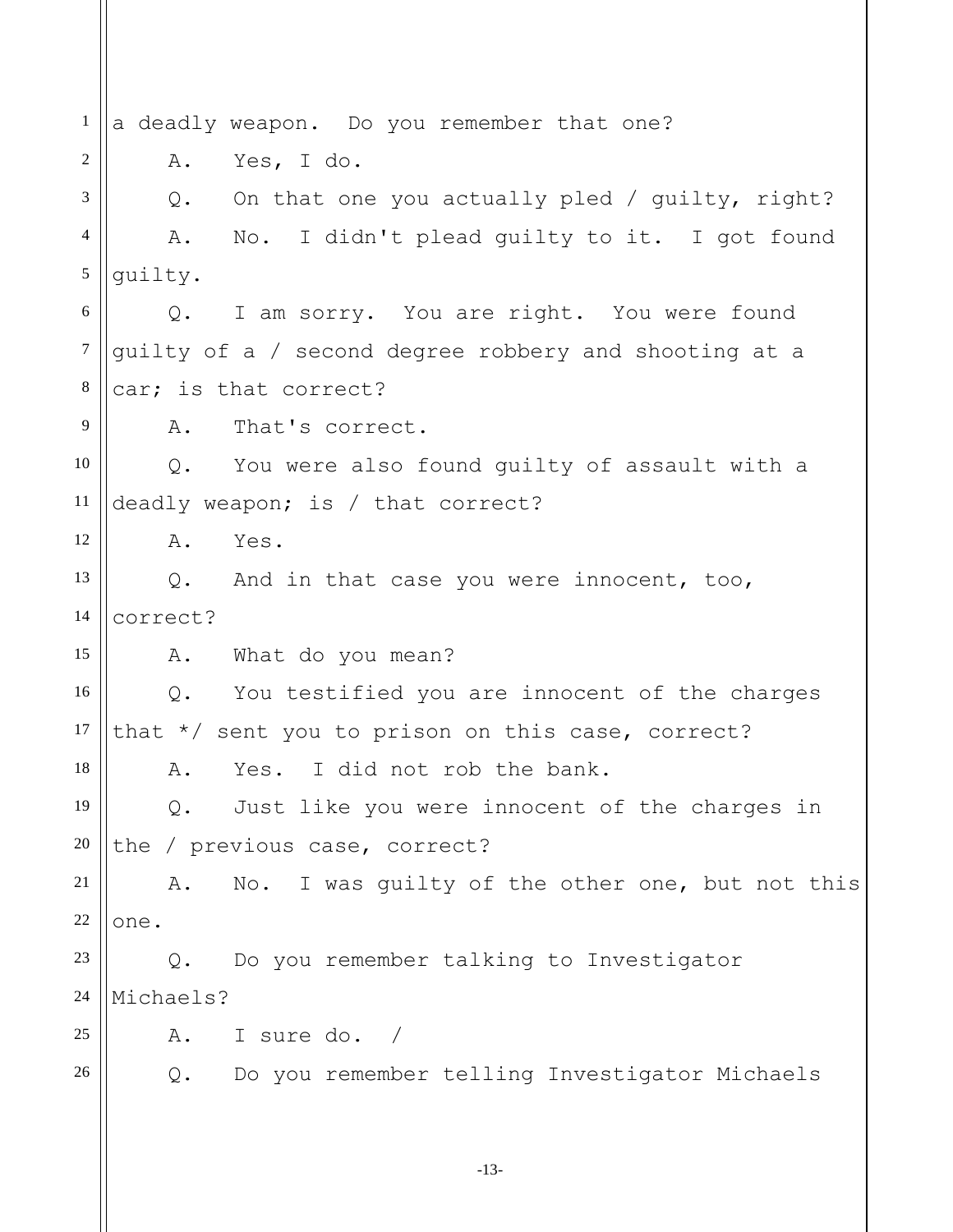a deadly weapon. Do you remember that one?

A. Yes, I do.

Q. On that one you actually pled / guilty, right?

A. No. I didn't plead guilty to it. I got found guilty.

Q. I am sorry. You are right. You were found guilty of a / second degree robbery and shooting at a car; is that correct?

A. That's correct.

Q. You were also found guilty of assault with a deadly weapon; is / that correct?

A. Yes.

Q. And in that case you were innocent, too, correct?

A. What do you mean?

Q. You testified you are innocent of the charges that */ sent you to prison on this case, correct?

A. Yes. I did not rob the bank.

Q. Just like you were innocent of the charges in the / previous case, correct?

A. No. I was guilty of the other one, but not this one.

Q. Do you remember talking to Investigator Michaels?

A. I sure do. /

Q. Do you remember telling Investigator Michaels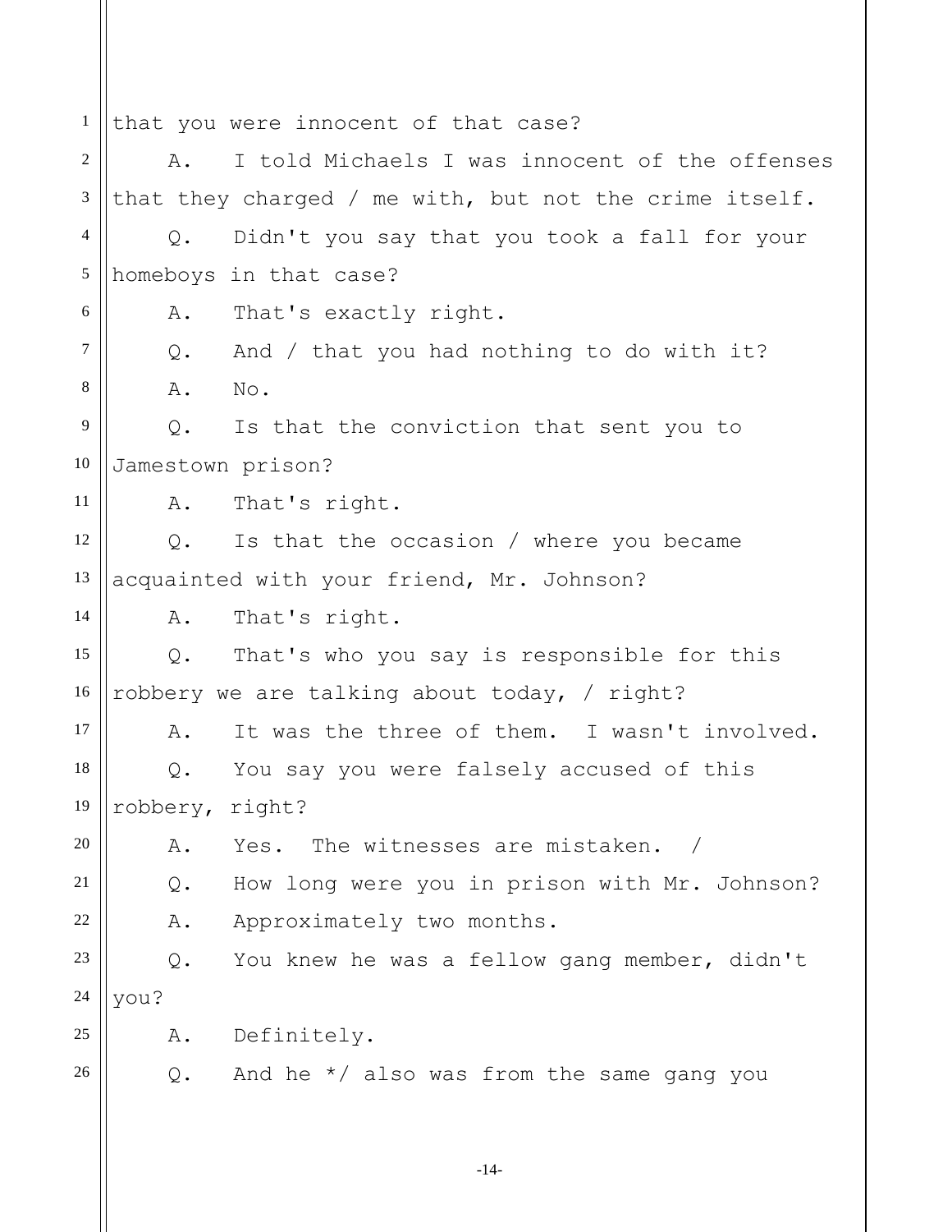that you were innocent of that case?

A. I told Michaels I was innocent of the offenses that they charged / me with, but not the crime itself.

Q. Didn't you say that you took a fall for your homeboys in that case?

A. That's exactly right.

Q. And / that you had nothing to do with it?

A. No.

Q. Is that the conviction that sent you to Jamestown prison?

A. That's right.

Q. Is that the occasion / where you became acquainted with your friend, Mr. Johnson?

A. That's right.

Q. That's who you say is responsible for this robbery we are talking about today, / right?

A. It was the three of them. I wasn't involved.

Q. You say you were falsely accused of this robbery, right?

A. Yes. The witnesses are mistaken. /

Q. How long were you in prison with Mr. Johnson?

A. Approximately two months.

Q. You knew he was a fellow gang member, didn't you?

A. Definitely.

Q. And he */ also was from the same gang you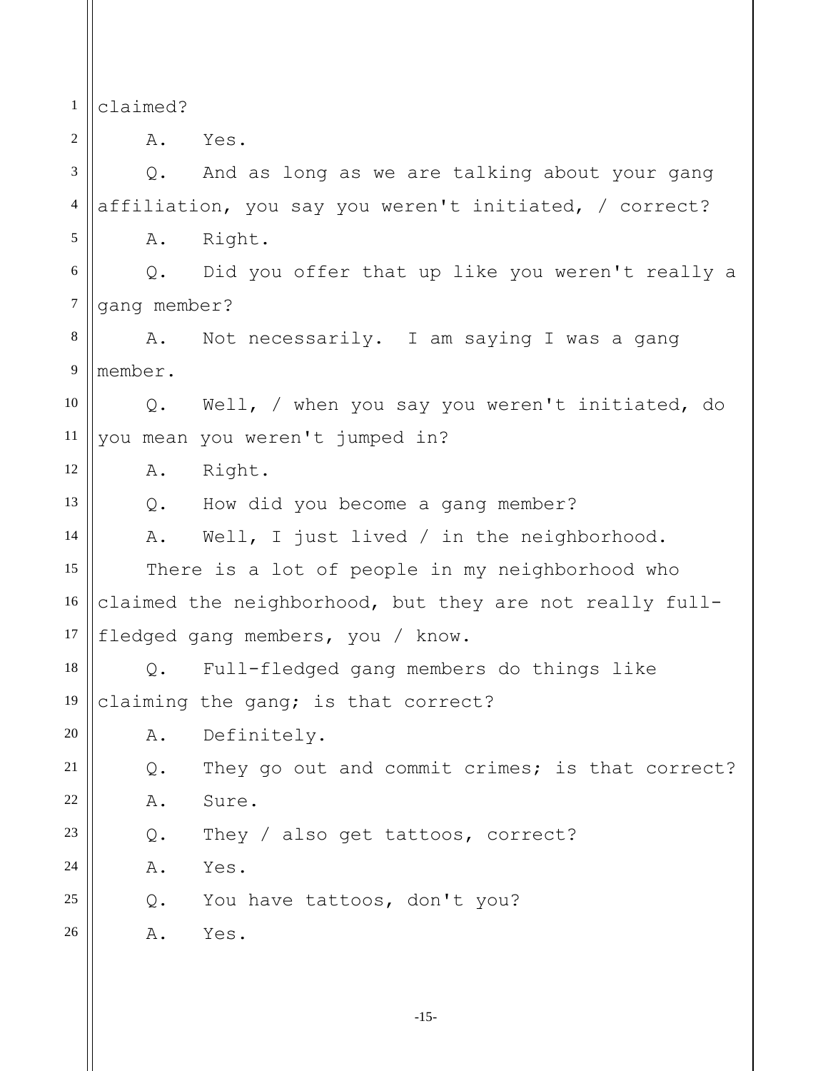claimed?

A. Yes.

Q. And as long as we are talking about your gang affiliation, you say you weren't initiated, / correct?

A. Right.

Q. Did you offer that up like you weren't really a gang member?

A. Not necessarily. I am saying I was a gang member.

Q. Well, / when you say you weren't initiated, do you mean you weren't jumped in?

A. Right.

Q. How did you become a gang member?

A. Well, I just lived / in the neighborhood.

There is a lot of people in my neighborhood who claimed the neighborhood, but they are not really full-fledged gang members, you / know.

Q. Full-fledged gang members do things like claiming the gang; is that correct?

A. Definitely.

Q. They go out and commit crimes; is that correct?

A. Sure.

Q. They / also get tattoos, correct?

A. Yes.

Q. You have tattoos, don't you?

A. Yes.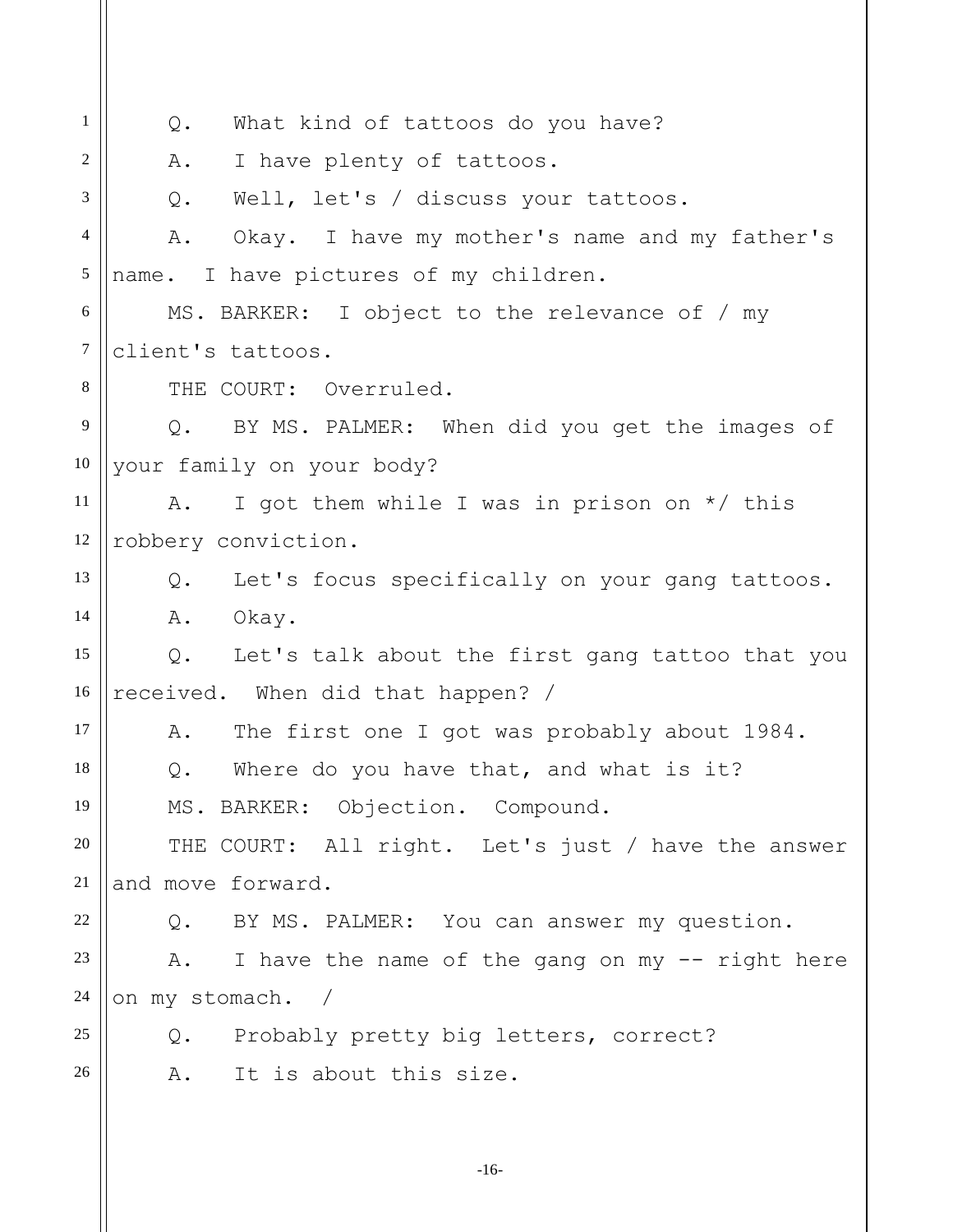Q. What kind of tattoos do you have?

A. I have plenty of tattoos.

Q. Well, let's / discuss your tattoos.

A. Okay. I have my mother's name and my father's name. I have pictures of my children.

MS. BARKER: I object to the relevance of / my client's tattoos.

THE COURT: Overruled.

Q. BY MS. PALMER: When did you get the images of your family on your body?

A. I got them while I was in prison on */ this robbery conviction.

Q. Let's focus specifically on your gang tattoos.

A. Okay.

Q. Let's talk about the first gang tattoo that you received. When did that happen? /

A. The first one I got was probably about 1984.

Q. Where do you have that, and what is it?

MS. BARKER: Objection. Compound.

THE COURT: All right. Let's just / have the answer and move forward.

Q. BY MS. PALMER: You can answer my question.

A. I have the name of the gang on my -- right here on my stomach. /

Q. Probably pretty big letters, correct?

A. It is about this size.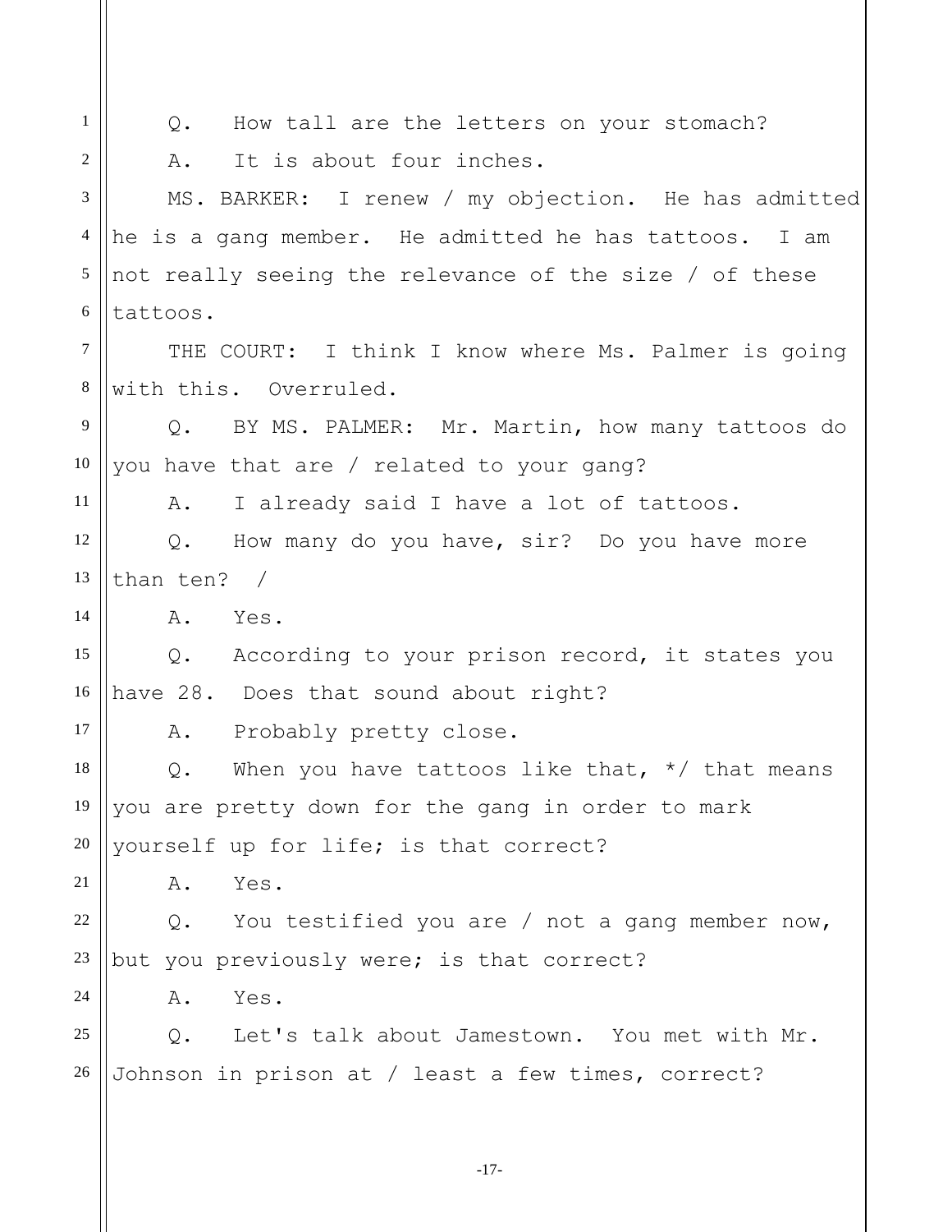Q. How tall are the letters on your stomach?

A. It is about four inches.

MS. BARKER: I renew / my objection. He has admitted he is a gang member. He admitted he has tattoos. I am not really seeing the relevance of the size / of these tattoos.

THE COURT: I think I know where Ms. Palmer is going with this. Overruled.

Q. BY MS. PALMER: Mr. Martin, how many tattoos do you have that are / related to your gang?

A. I already said I have a lot of tattoos.

Q. How many do you have, sir? Do you have more than ten? /

A. Yes.

Q. According to your prison record, it states you have 28. Does that sound about right?

A. Probably pretty close.

Q. When you have tattoos like that, */ that means you are pretty down for the gang in order to mark yourself up for life; is that correct?

A. Yes.

Q. You testified you are / not a gang member now, but you previously were; is that correct?

A. Yes.

Q. Let's talk about Jamestown. You met with Mr. Johnson in prison at / least a few times, correct?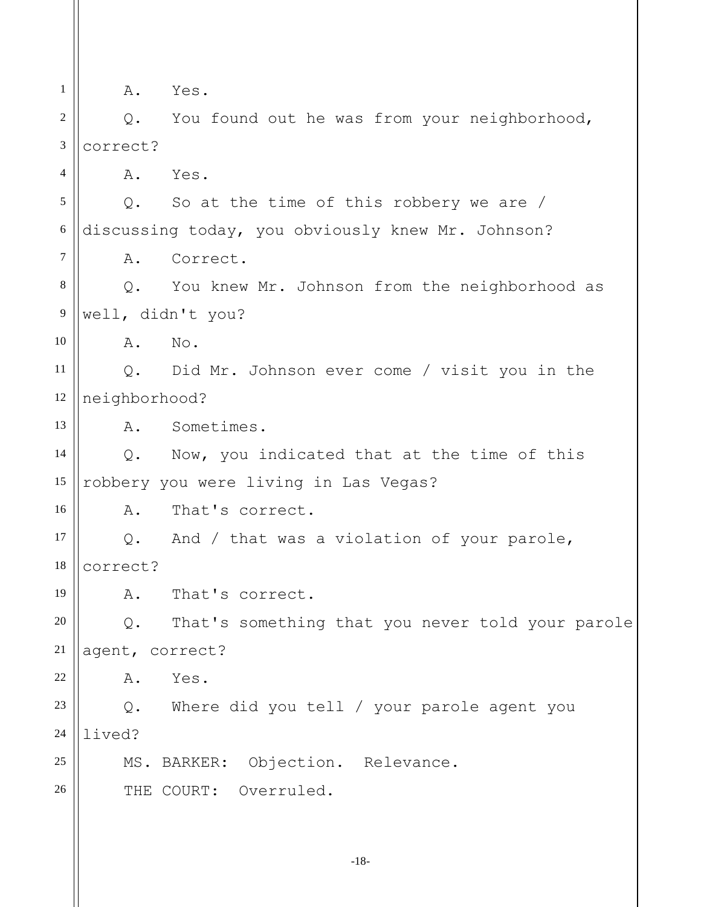A. Yes.

Q. You found out he was from your neighborhood, correct?

A. Yes.

Q. So at the time of this robbery we are / discussing today, you obviously knew Mr. Johnson?

A. Correct.

Q. You knew Mr. Johnson from the neighborhood as well, didn't you?

A. No.

Q. Did Mr. Johnson ever come / visit you in the neighborhood?

A. Sometimes.

Q. Now, you indicated that at the time of this robbery you were living in Las Vegas?

A. That's correct.

Q. And / that was a violation of your parole, correct?

A. That's correct.

Q. That's something that you never told your parole agent, correct?

A. Yes.

Q. Where did you tell / your parole agent you lived?

MS. BARKER: Objection. Relevance.

THE COURT: Overruled.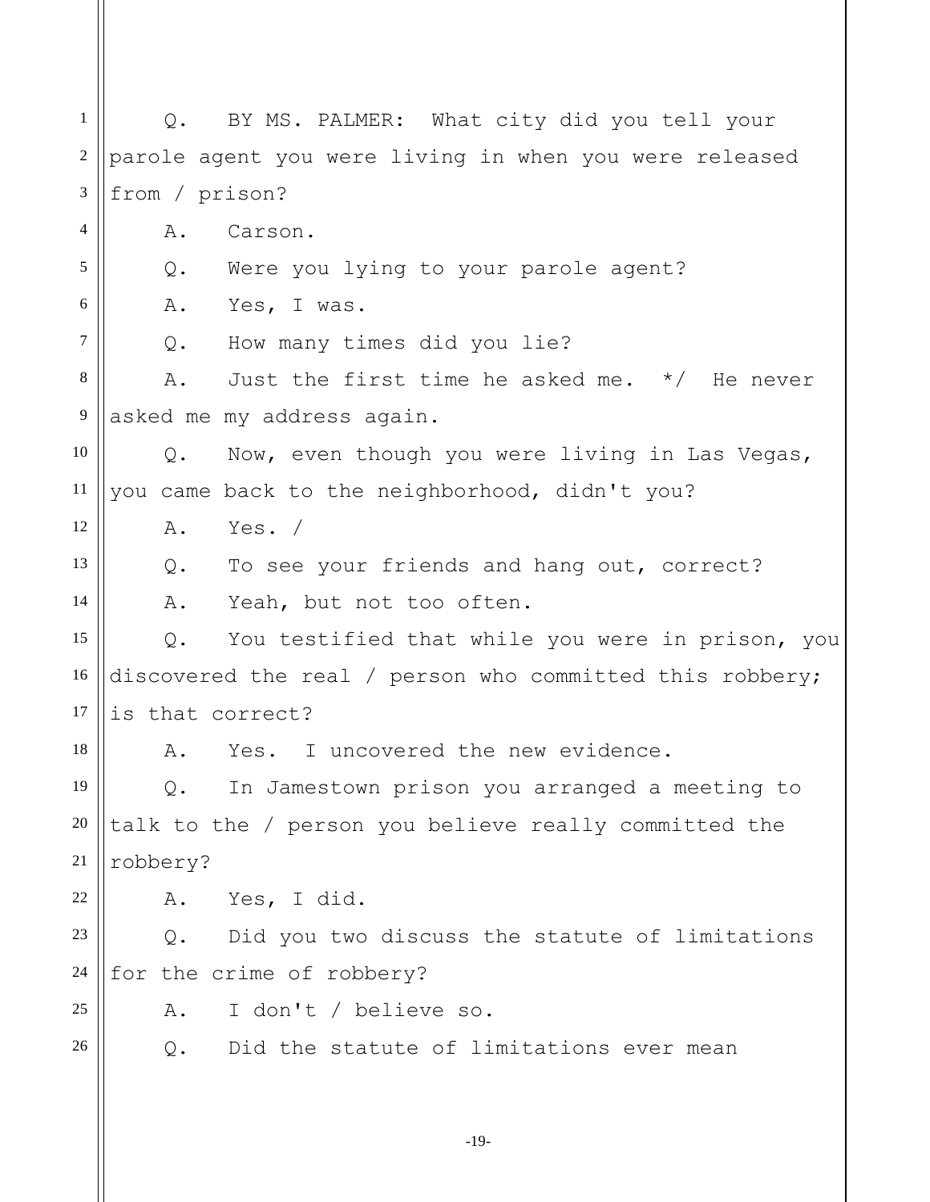Q. BY MS. PALMER: What city did you tell your parole agent you were living in when you were released from / prison?

A. Carson.

Q. Were you lying to your parole agent?

A. Yes, I was.

Q. How many times did you lie?

A. Just the first time he asked me. */ He never asked me my address again.

Q. Now, even though you were living in Las Vegas, you came back to the neighborhood, didn't you?

A. Yes. /

Q. To see your friends and hang out, correct?

A. Yeah, but not too often.

Q. You testified that while you were in prison, you discovered the real / person who committed this robbery; is that correct?

A. Yes. I uncovered the new evidence.

Q. In Jamestown prison you arranged a meeting to talk to the / person you believe really committed the robbery?

A. Yes, I did.

Q. Did you two discuss the statute of limitations for the crime of robbery?

A. I don't / believe so.

Q. Did the statute of limitations ever mean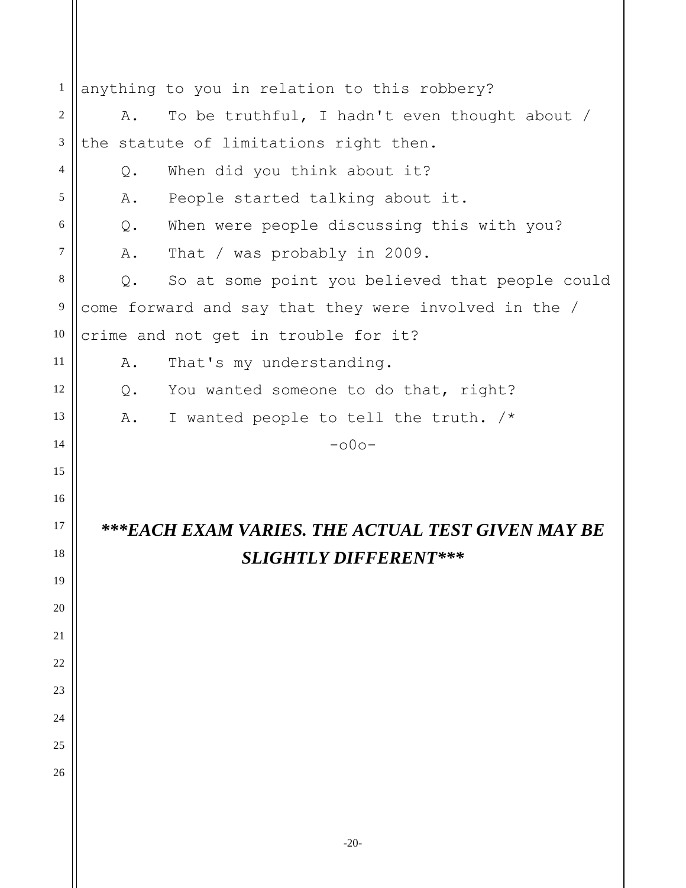anything to you in relation to this robbery?

A. To be truthful, I hadn't even thought about / the statute of limitations right then.

Q. When did you think about it?

A. People started talking about it.

Q. When were people discussing this with you?

A. That / was probably in 2009.

Q. So at some point you believed that people could come forward and say that they were involved in the / crime and not get in trouble for it?

A. That's my understanding.

Q. You wanted someone to do that, right?

A. I wanted people to tell the truth. /*

-o0o-

***_EACH EXAM VARIES. THE ACTUAL TEST GIVEN MAY BE SLIGHTLY DIFFERENT_***